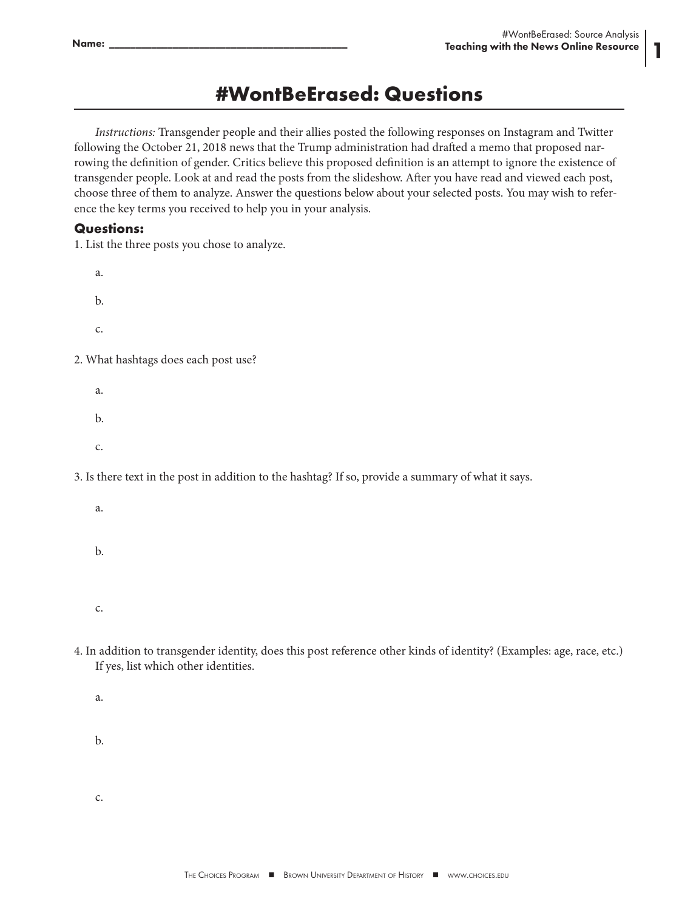Name: ________________________________________

# #WontBeErased: Questions

*Instructions:* Transgender people and their allies posted the following responses on Instagram and Twitter following the October 21, 2018 news that the Trump administration had drafted a memo that proposed narrowing the definition of gender. Critics believe this proposed definition is an attempt to ignore the existence of transgender people. Look at and read the posts from the slideshow. After you have read and viewed each post, choose three of them to analyze. Answer the questions below about your selected posts. You may wish to reference the key terms you received to help you in your analysis.

### Questions:

1. List the three posts you chose to analyze.

   a.

   b.

   c.

2. What hashtags does each post use?

   a.

   b.

   c.

3. Is there text in the post in addition to the hashtag? If so, provide a summary of what it says.

   a.

   b.

   c.

4. In addition to transgender identity, does this post reference other kinds of identity? (Examples: age, race, etc.) If yes, list which other identities.

   a.

   b.

   c.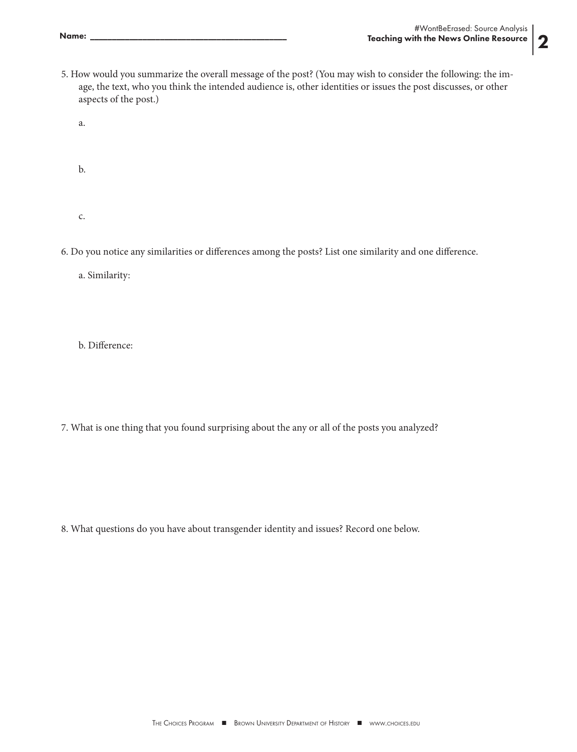Name: ___________________________________

5. How would you summarize the overall message of the post? (You may wish to consider the following: the image, the text, who you think the intended audience is, other identities or issues the post discusses, or other aspects of the post.)

   a.

   b.

   c.

6. Do you notice any similarities or differences among the posts? List one similarity and one difference.

   a. Similarity:

   b. Difference:

7. What is one thing that you found surprising about the any or all of the posts you analyzed?

8. What questions do you have about transgender identity and issues? Record one below.